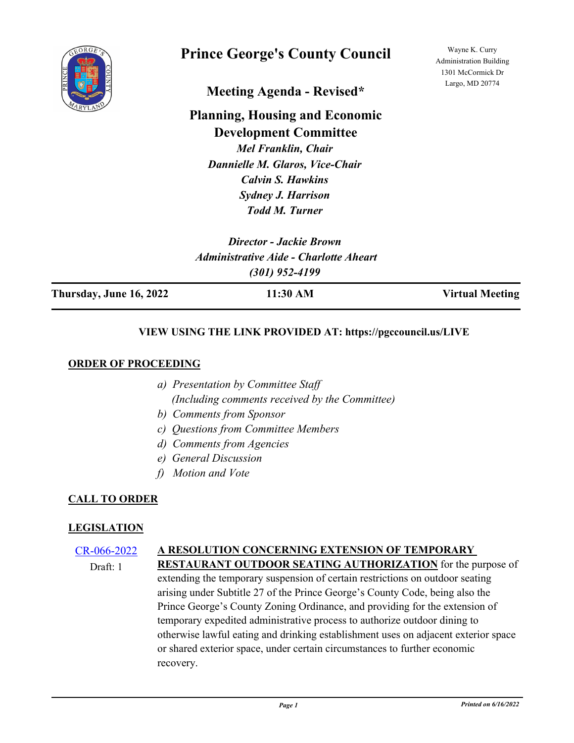# Prince George's County Council

Wayne K. Curry Administration Building
1301 McCormick Dr
Largo, MD 20774

## Meeting Agenda - Revised*

## Planning, Housing and Economic Development Committee

*Mel Franklin, Chair*
*Dannielle M. Glaros, Vice-Chair*
*Calvin S. Hawkins*
*Sydney J. Harrison*
*Todd M. Turner*

*Director - Jackie Brown*
*Administrative Aide - Charlotte Aheart*
*(301) 952-4199*

**Thursday, June 16, 2022** | **11:30 AM** | **Virtual Meeting**

**VIEW USING THE LINK PROVIDED AT: https://pgccouncil.us/LIVE**

### ORDER OF PROCEEDING

*a) Presentation by Committee Staff*
*(Including comments received by the Committee)*
*b) Comments from Sponsor*
*c) Questions from Committee Members*
*d) Comments from Agencies*
*e) General Discussion*
*f) Motion and Vote*

### CALL TO ORDER

### LEGISLATION

CR-066-2022
Draft: 1

**A RESOLUTION CONCERNING EXTENSION OF TEMPORARY RESTAURANT OUTDOOR SEATING AUTHORIZATION** for the purpose of extending the temporary suspension of certain restrictions on outdoor seating arising under Subtitle 27 of the Prince George's County Code, being also the Prince George's County Zoning Ordinance, and providing for the extension of temporary expedited administrative process to authorize outdoor dining to otherwise lawful eating and drinking establishment uses on adjacent exterior space or shared exterior space, under certain circumstances to further economic recovery.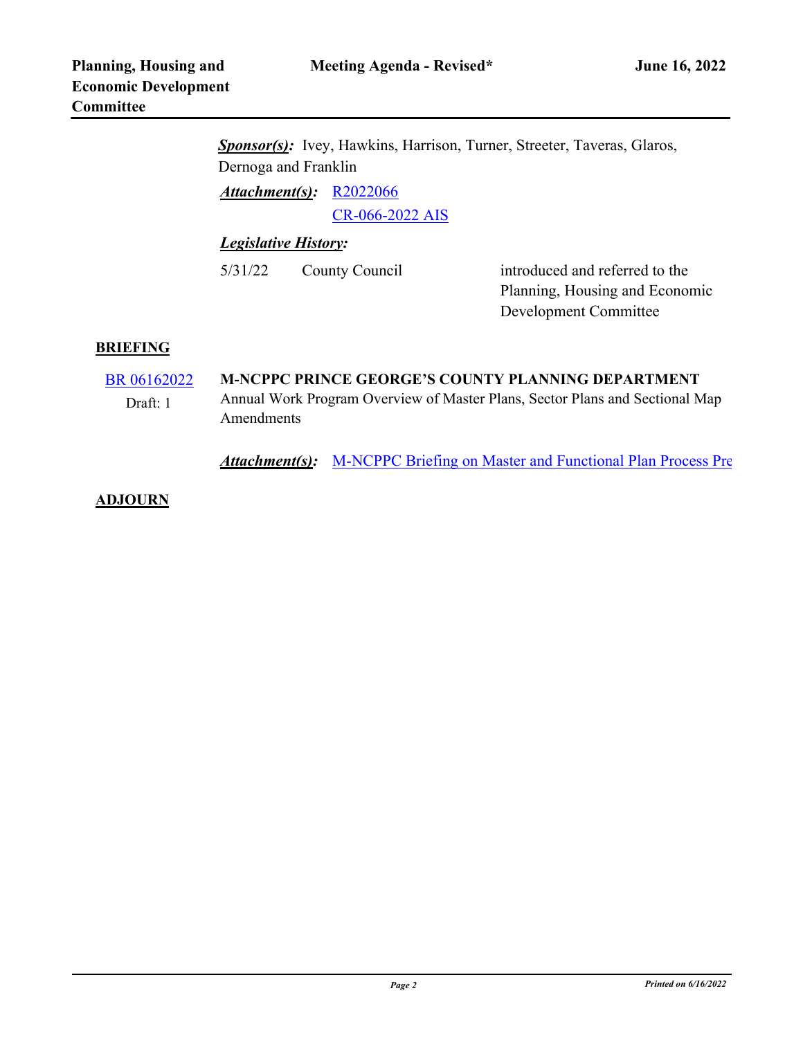***Sponsor(s):*** Ivey, Hawkins, Harrison, Turner, Streeter, Taveras, Glaros, Dernoga and Franklin

***Attachment(s):*** R2022066
CR-066-2022 AIS

***Legislative History:***

| | | |
|---|---|---|
| 5/31/22 | County Council | introduced and referred to the Planning, Housing and Economic Development Committee |

## BRIEFING

BR 06162022
Draft: 1

**M-NCPPC PRINCE GEORGE'S COUNTY PLANNING DEPARTMENT**
Annual Work Program Overview of Master Plans, Sector Plans and Sectional Map Amendments

***Attachment(s):*** M-NCPPC Briefing on Master and Functional Plan Process Pre

## ADJOURN